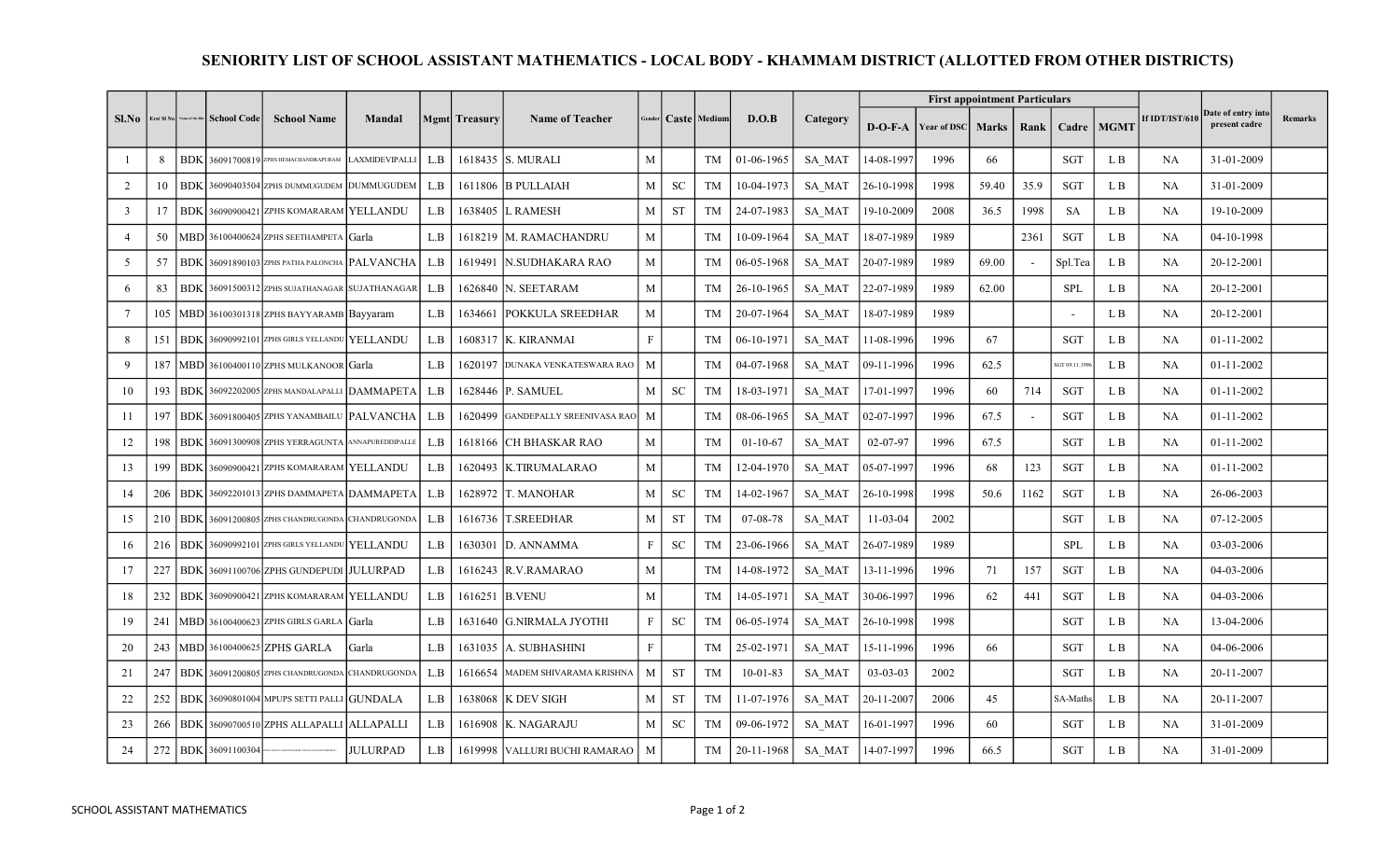# SENIORITY LIST OF SCHOOL ASSISTANT MATHEMATICS - LOCAL BODY - KHAMMAM DISTRICT (ALLOTTED FROM OTHER DISTRICTS)

| Sl.No | Erst Sl No | Name of the Dist | School Code | School Name | Mandal | Mgmt | Treasury | Name of Teacher | Gender | Caste | Medium | D.O.B | Category | First appointment Particulars | | | | | | If IDT/IST/610 | Date of entry into present cadre | Remarks |
|---|---|---|---|---|---|---|---|---|---|---|---|---|---|---|---|---|---|---|---|---|---|---|
| | | | | | | | | | | | | | | D-O-F-A | Year of DSC | Marks | Rank | Cadre | MGMT | | | |
| 1 | 8 | BDK | 36091700819 | ZPHS HEMACHANDRAPURAM | LAXMIDEVIPALLI | L.B | 1618435 | S. MURALI | M | | TM | 01-06-1965 | SA_MAT | 14-08-1997 | 1996 | 66 | | SGT | L B | NA | 31-01-2009 | |
| 2 | 10 | BDK | 36090403504 | ZPHS DUMMUGUDEM | DUMMUGUDEM | L.B | 1611806 | B PULLAIAH | M | SC | TM | 10-04-1973 | SA_MAT | 26-10-1998 | 1998 | 59.40 | 35.9 | SGT | L B | NA | 31-01-2009 | |
| 3 | 17 | BDK | 36090900421 | ZPHS KOMARARAM | YELLANDU | L.B | 1638405 | L RAMESH | M | ST | TM | 24-07-1983 | SA_MAT | 19-10-2009 | 2008 | 36.5 | 1998 | SA | L B | NA | 19-10-2009 | |
| 4 | 50 | MBD | 36100400624 | ZPHS SEETHAMPETA | Garla | L.B | 1618219 | M. RAMACHANDRU | M | | TM | 10-09-1964 | SA_MAT | 18-07-1989 | 1989 | | 2361 | SGT | L B | NA | 04-10-1998 | |
| 5 | 57 | BDK | 36091890103 | ZPHS PATHA PALONCHA | PALVANCHA | L.B | 1619491 | N.SUDHAKARA RAO | M | | TM | 06-05-1968 | SA_MAT | 20-07-1989 | 1989 | 69.00 | - | Spl.Tea | L B | NA | 20-12-2001 | |
| 6 | 83 | BDK | 36091500312 | ZPHS SUJATHANAGAR | SUJATHANAGAR | L.B | 1626840 | N. SEETARAM | M | | TM | 26-10-1965 | SA_MAT | 22-07-1989 | 1989 | 62.00 | | SPL | L B | NA | 20-12-2001 | |
| 7 | 105 | MBD | 36100301318 | ZPHS BAYYARAMB | Bayyaram | L.B | 1634661 | POKKULA SREEDHAR | M | | TM | 20-07-1964 | SA_MAT | 18-07-1989 | 1989 | | | - | L B | NA | 20-12-2001 | |
| 8 | 151 | BDK | 36090992101 | ZPHS GIRLS YELLANDU | YELLANDU | L.B | 1608317 | K. KIRANMAI | F | | TM | 06-10-1971 | SA_MAT | 11-08-1996 | 1996 | 67 | | SGT | L B | NA | 01-11-2002 | |
| 9 | 187 | MBD | 36100400110 | ZPHS MULKANOOR | Garla | L.B | 1620197 | DUNAKA VENKATESWARA RAO | M | | TM | 04-07-1968 | SA_MAT | 09-11-1996 | 1996 | 62.5 | | SGT 09.11.1996 | L B | NA | 01-11-2002 | |
| 10 | 193 | BDK | 36092202005 | ZPHS MANDALAPALLI | DAMMAPETA | L.B | 1628446 | P. SAMUEL | M | SC | TM | 18-03-1971 | SA_MAT | 17-01-1997 | 1996 | 60 | 714 | SGT | L B | NA | 01-11-2002 | |
| 11 | 197 | BDK | 36091800405 | ZPHS YANAMBAILU | PALVANCHA | L.B | 1620499 | GANDEPALLY SREENIVASA RAO | M | | TM | 08-06-1965 | SA_MAT | 02-07-1997 | 1996 | 67.5 | - | SGT | L B | NA | 01-11-2002 | |
| 12 | 198 | BDK | 36091300908 | ZPHS YERRAGUNTA | ANNAPUREDDIPALLE | L.B | 1618166 | CH BHASKAR RAO | M | | TM | 01-10-67 | SA_MAT | 02-07-97 | 1996 | 67.5 | | SGT | L B | NA | 01-11-2002 | |
| 13 | 199 | BDK | 36090900421 | ZPHS KOMARARAM | YELLANDU | L.B | 1620493 | K.TIRUMALARAO | M | | TM | 12-04-1970 | SA_MAT | 05-07-1997 | 1996 | 68 | 123 | SGT | L B | NA | 01-11-2002 | |
| 14 | 206 | BDK | 36092201013 | ZPHS DAMMAPETA | DAMMAPETA | L.B | 1628972 | T. MANOHAR | M | SC | TM | 14-02-1967 | SA_MAT | 26-10-1998 | 1998 | 50.6 | 1162 | SGT | L B | NA | 26-06-2003 | |
| 15 | 210 | BDK | 36091200805 | ZPHS CHANDRUGONDA | CHANDRUGONDA | L.B | 1616736 | T.SREEDHAR | M | ST | TM | 07-08-78 | SA_MAT | 11-03-04 | 2002 | | | SGT | L B | NA | 07-12-2005 | |
| 16 | 216 | BDK | 36090992101 | ZPHS GIRLS YELLANDU | YELLANDU | L.B | 1630301 | D. ANNAMMA | F | SC | TM | 23-06-1966 | SA_MAT | 26-07-1989 | 1989 | | | SPL | L B | NA | 03-03-2006 | |
| 17 | 227 | BDK | 36091100706 | ZPHS GUNDEPUDI | JULURPAD | L.B | 1616243 | R.V.RAMARAO | M | | TM | 14-08-1972 | SA_MAT | 13-11-1996 | 1996 | 71 | 157 | SGT | L B | NA | 04-03-2006 | |
| 18 | 232 | BDK | 36090900421 | ZPHS KOMARARAM | YELLANDU | L.B | 1616251 | B.VENU | M | | TM | 14-05-1971 | SA_MAT | 30-06-1997 | 1996 | 62 | 441 | SGT | L B | NA | 04-03-2006 | |
| 19 | 241 | MBD | 36100400623 | ZPHS GIRLS GARLA | Garla | L.B | 1631640 | G.NIRMALA JYOTHI | F | SC | TM | 06-05-1974 | SA_MAT | 26-10-1998 | 1998 | | | SGT | L B | NA | 13-04-2006 | |
| 20 | 243 | MBD | 36100400625 | ZPHS GARLA | Garla | L.B | 1631035 | A. SUBHASHINI | F | | TM | 25-02-1971 | SA_MAT | 15-11-1996 | 1996 | 66 | | SGT | L B | NA | 04-06-2006 | |
| 21 | 247 | BDK | 36091200805 | ZPHS CHANDRUGONDA | CHANDRUGONDA | L.B | 1616654 | MADEM SHIVARAMA KRISHNA | M | ST | TM | 10-01-83 | SA_MAT | 03-03-03 | 2002 | | | SGT | L B | NA | 20-11-2007 | |
| 22 | 252 | BDK | 36090801004 | MPUPS SETTI PALLI | GUNDALA | L.B | 1638068 | K DEV SIGH | M | ST | TM | 11-07-1976 | SA_MAT | 20-11-2007 | 2006 | 45 | | SA-Maths | L B | NA | 20-11-2007 | |
| 23 | 266 | BDK | 36090700510 | ZPHS ALLAPALLI | ALLAPALLI | L.B | 1616908 | K. NAGARAJU | M | SC | TM | 09-06-1972 | SA_MAT | 16-01-1997 | 1996 | 60 | | SGT | L B | NA | 31-01-2009 | |
| 24 | 272 | BDK | 36091100304 | | JULURPAD | L.B | 1619998 | VALLURI BUCHI RAMARAO | M | | TM | 20-11-1968 | SA_MAT | 14-07-1997 | 1996 | 66.5 | | SGT | L B | NA | 31-01-2009 | |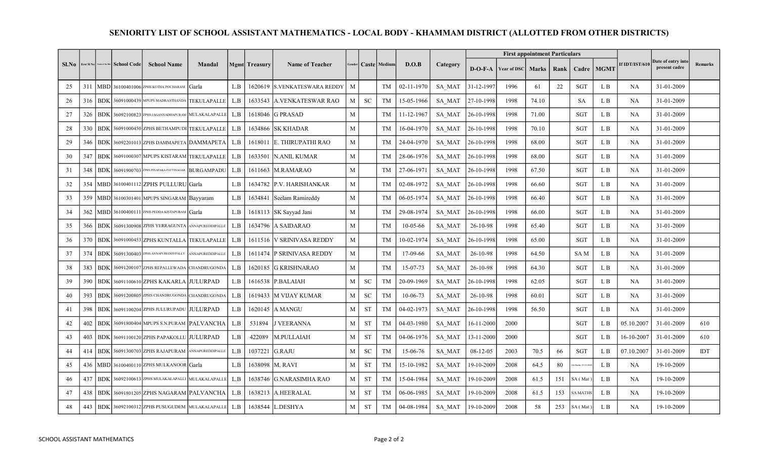## SENIORITY LIST OF SCHOOL ASSISTANT MATHEMATICS - LOCAL BODY - KHAMMAM DISTRICT (ALLOTTED FROM OTHER DISTRICTS)

| Sl.No | Erst Sl No | Name of the Dist | School Code | School Name | Mandal | Mgmt | Treasury | Name of Teacher | Gender | Caste | Medium | D.O.B | Category | First appointment Particulars | | | | | | If IDT/IST/610 | Date of entry into present cadre | Remarks |
|---|---|---|---|---|---|---|---|---|---|---|---|---|---|---|---|---|---|---|---|---|---|---|
| | | | | | | | | | | | | | | D-O-F-A | Year of DSC | Marks | Rank | Cadre | MGMT | | | |
| 25 | 311 | MBD | 36100401006 | ZPHS KOTHA POCHARAM | Garla | L.B | 1620619 | S.VENKATESWARA REDDY | M | | TM | 02-11-1970 | SA_MAT | 31-12-1997 | 1996 | 61 | 22 | SGT | L B | NA | 31-01-2009 | |
| 26 | 316 | BDK | 36091000439 | MPUPS MADRASTHANDA | TEKULAPALLE | L.B | 1633543 | A.VENKATESWAR RAO | M | SC | TM | 15-05-1966 | SA_MAT | 27-10-1998 | 1998 | 74.10 | | SA | L B | NA | 31-01-2009 | |
| 27 | 326 | BDK | 36092100823 | ZPHS JAGANNADHAPURAM | MULAKALAPALLE | L.B | 1618046 | G PRASAD | M | | TM | 11-12-1967 | SA_MAT | 26-10-1998 | 1998 | 71.00 | | SGT | L B | NA | 31-01-2009 | |
| 28 | 330 | BDK | 36091000450 | ZPHS BETHAMPUDI | TEKULAPALLE | L.B | 1634866 | SK KHADAR | M | | TM | 16-04-1970 | SA_MAT | 26-10-1998 | 1998 | 70.10 | | SGT | L B | NA | 31-01-2009 | |
| 29 | 346 | BDK | 36092201013 | ZPHS DAMMAPETA | DAMMAPETA | L.B | 1618011 | E. THIRUPATHI RAO | M | | TM | 24-04-1970 | SA_MAT | 26-10-1998 | 1998 | 68.00 | | SGT | L B | NA | 31-01-2009 | |
| 30 | 347 | BDK | 36091000307 | MPUPS KISTARAM | TEKULAPALLE | L.B | 1633501 | N.ANIL KUMAR | M | | TM | 28-06-1976 | SA_MAT | 26-10-1998 | 1998 | 68.00 | | SGT | L B | NA | 31-01-2009 | |
| 31 | 348 | BDK | 36091900703 | ZPHS PINAPAKA PATTINAGAR | BURGAMPADU | L.B | 1611663 | M.RAMARAO | M | | TM | 27-06-1971 | SA_MAT | 26-10-1998 | 1998 | 67.50 | | SGT | L B | NA | 31-01-2009 | |
| 32 | 354 | MBD | 36100401112 | ZPHS PULLURU | Garla | L.B | 1634782 | P.V. HARISHANKAR | M | | TM | 02-08-1972 | SA_MAT | 26-10-1998 | 1998 | 66.60 | | SGT | L B | NA | 31-01-2009 | |
| 33 | 359 | MBD | 36100301401 | MPUPS SINGARAM | Bayyaram | L.B | 1634841 | Seelam Ramireddy | M | | TM | 06-05-1974 | SA_MAT | 26-10-1998 | 1998 | 66.40 | | SGT | L B | NA | 31-01-2009 | |
| 34 | 362 | MBD | 36100400111 | ZPHS PEDDA KISTAPURAM | Garla | L.B | 1618113 | SK Sayyad Jani | M | | TM | 29-08-1974 | SA_MAT | 26-10-1998 | 1998 | 66.00 | | SGT | L B | NA | 31-01-2009 | |
| 35 | 366 | BDK | 36091300908 | ZPHS YERRAGUNTA | ANNAPUREDDIPALLE | L.B | 1634796 | A SAIDARAO | M | | TM | 10-05-66 | SA_MAT | 26-10-98 | 1998 | 65.40 | | SGT | L B | NA | 31-01-2009 | |
| 36 | 370 | BDK | 36091000453 | ZPHS KUNTALLA | TEKULAPALLE | L.B | 1611516 | V SRINIVASA REDDY | M | | TM | 10-02-1974 | SA_MAT | 26-10-1998 | 1998 | 65.00 | | SGT | L B | NA | 31-01-2009 | |
| 37 | 374 | BDK | 36091300403 | ZPHS ANNAPUREDDYPALLY | ANNAPUREDDIPALLE | L.B | 1611474 | P SRINIVASA REDDY | M | | TM | 17-09-66 | SA_MAT | 26-10-98 | 1998 | 64.50 | | SA M | L B | NA | 31-01-2009 | |
| 38 | 383 | BDK | 36091200107 | ZPHS REPALLEWADA | CHANDRUGONDA | L.B | 1620185 | G KRISHNARAO | M | | TM | 15-07-73 | SA_MAT | 26-10-98 | 1998 | 64.30 | | SGT | L B | NA | 31-01-2009 | |
| 39 | 390 | BDK | 36091100610 | ZPHS KAKARLA | JULURPAD | L.B | 1616538 | P.BALAIAH | M | SC | TM | 20-09-1969 | SA_MAT | 26-10-1998 | 1998 | 62.05 | | SGT | L B | NA | 31-01-2009 | |
| 40 | 393 | BDK | 36091200805 | ZPHS CHANDRUGONDA | CHANDRUGONDA | L.B | 1619433 | M VIJAY KUMAR | M | SC | TM | 10-06-73 | SA_MAT | 26-10-98 | 1998 | 60.01 | | SGT | L B | NA | 31-01-2009 | |
| 41 | 398 | BDK | 36091100204 | ZPHS JULURUPADU | JULURPAD | L.B | 1620145 | A MANGU | M | ST | TM | 04-02-1973 | SA_MAT | 26-10-1998 | 1998 | 56.50 | | SGT | L B | NA | 31-01-2009 | |
| 42 | 402 | BDK | 36091800404 | MPUPS S.N.PURAM | PALVANCHA | L.B | 531894 | J VEERANNA | M | ST | TM | 04-03-1980 | SA_MAT | 16-11-2000 | 2000 | | | SGT | L B | 05.10.2007 | 31-01-2009 | 610 |
| 43 | 403 | BDK | 36091100120 | ZPHS PAPAKOLLU | JULURPAD | L.B | 422089 | M.PULLAIAH | M | ST | TM | 04-06-1976 | SA_MAT | 13-11-2000 | 2000 | | | SGT | L B | 16-10-2007 | 31-01-2009 | 610 |
| 44 | 414 | BDK | 36091300703 | ZPHS RAJAPURAM | ANNAPUREDDIPALLE | L.B | 1037221 | G.RAJU | M | SC | TM | 15-06-76 | SA_MAT | 08-12-05 | 2003 | 70.5 | 66 | SGT | L B | 07.10.2007 | 31-01-2009 | IDT |
| 45 | 436 | MBD | 36100400110 | ZPHS MULKANOOR | Garla | L.B | 1638098 | M. RAVI | M | ST | TM | 15-10-1982 | SA_MAT | 19-10-2009 | 2008 | 64.5 | 80 | SA Maths 19.10.2009 | L B | NA | 19-10-2009 | |
| 46 | 437 | BDK | 36092100613 | ZPHS MULAKALAPALLI | MULAKALAPALLE | L.B | 1638746 | G.NARASIMHA RAO | M | ST | TM | 15-04-1984 | SA_MAT | 19-10-2009 | 2008 | 61.5 | 151 | SA ( Mat ) | L B | NA | 19-10-2009 | |
| 47 | 438 | BDK | 36091801205 | ZPHS NAGARAM | PALVANCHA | L.B | 1638623 | A.HEERALAL | M | ST | TM | 06-06-1985 | SA_MAT | 19-10-2009 | 2008 | 61.5 | 153 | SA MATHS | L B | NA | 19-10-2009 | |
| 48 | 443 | BDK | 36092100312 | ZPHS PUSUGUDEM | MULAKALAPALLE | L.B | 1638544 | L.DESHYA | M | ST | TM | 04-08-1984 | SA_MAT | 19-10-2009 | 2008 | 58 | 253 | SA ( Mat ) | L B | NA | 19-10-2009 | |